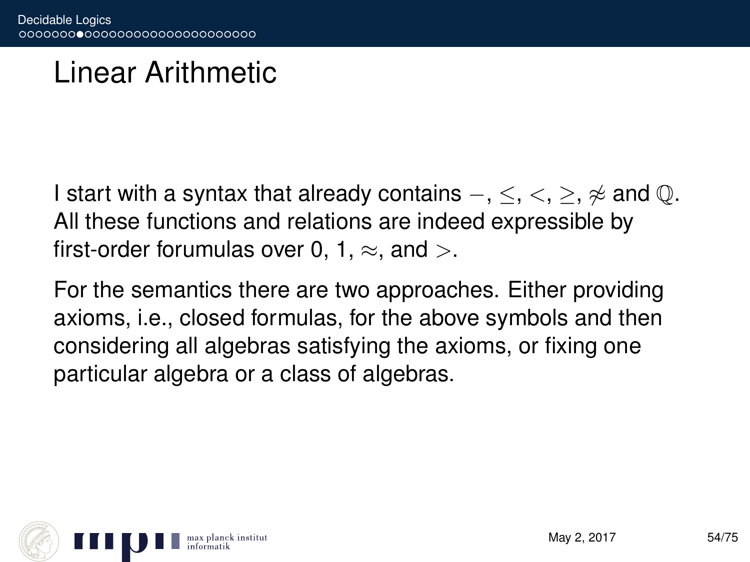# Linear Arithmetic

I start with a syntax that already contains $-$, $\leq$, $<$, $\geq$, $\not\approx$ and $\mathbb{Q}$. All these functions and relations are indeed expressible by first-order forumulas over 0, 1, $\approx$, and $>$.

For the semantics there are two approaches. Either providing axioms, i.e., closed formulas, for the above symbols and then considering all algebras satisfying the axioms, or fixing one particular algebra or a class of algebras.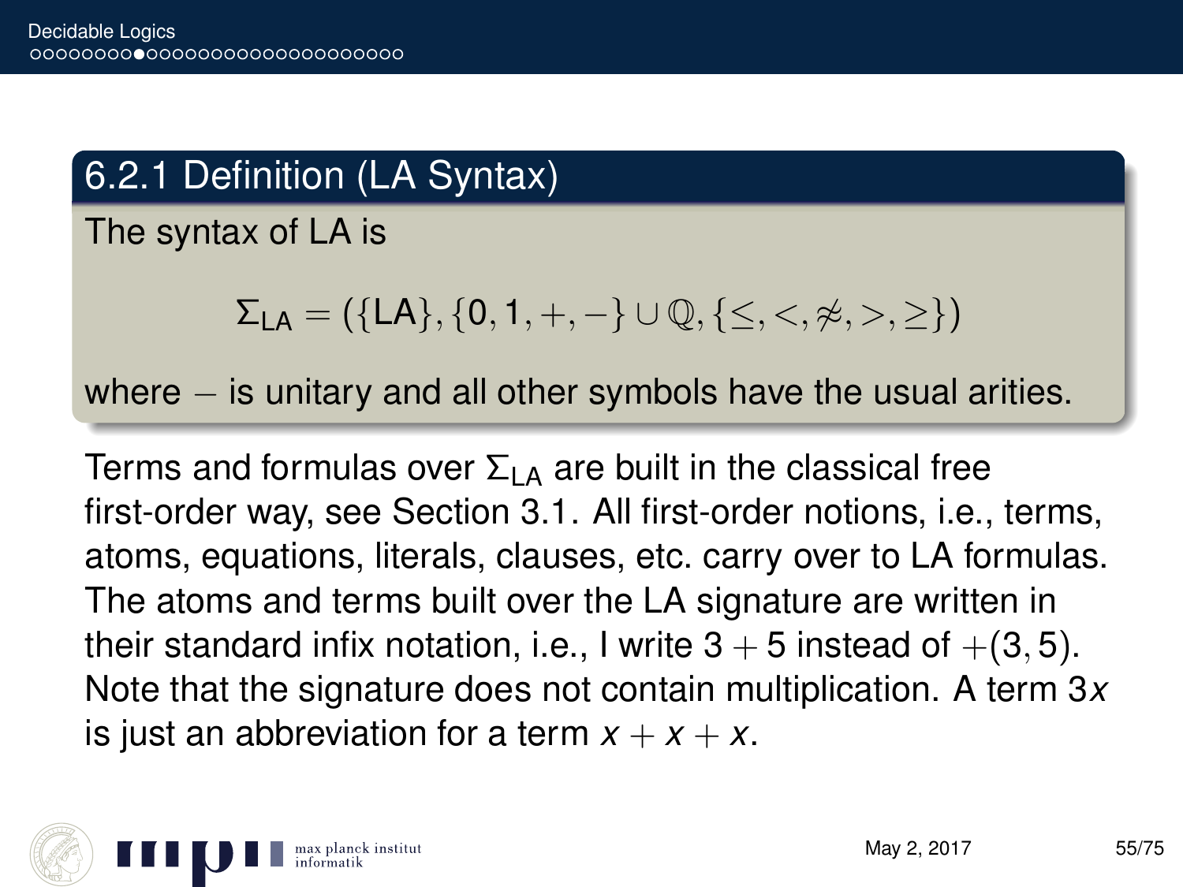## 6.2.1 Definition (LA Syntax)

The syntax of LA is

$$\Sigma_{\mathrm{LA}} = (\{\mathrm{LA}\}, \{0, 1, +, -\} \cup \mathbb{Q}, \{\leq, <, \not\approx, >, \geq\})$$

where $-$ is unitary and all other symbols have the usual arities.

Terms and formulas over $\Sigma_{\mathrm{LA}}$ are built in the classical free first-order way, see Section 3.1. All first-order notions, i.e., terms, atoms, equations, literals, clauses, etc. carry over to LA formulas. The atoms and terms built over the LA signature are written in their standard infix notation, i.e., I write $3 + 5$ instead of $+(3, 5)$. Note that the signature does not contain multiplication. A term $3x$ is just an abbreviation for a term $x + x + x$.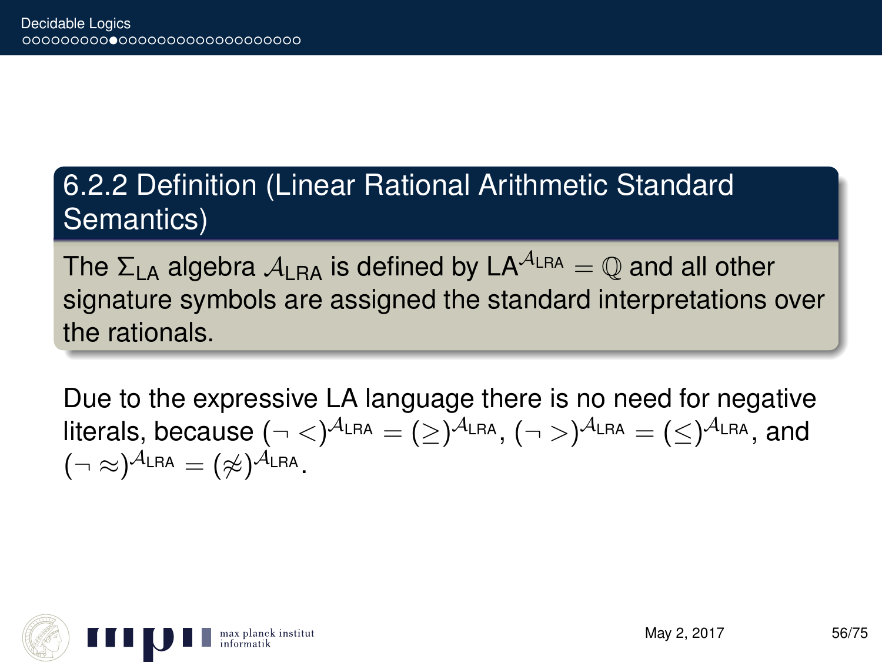### 6.2.2 Definition (Linear Rational Arithmetic Standard Semantics)

The $\Sigma_{\text{LA}}$ algebra $\mathcal{A}_{\text{LRA}}$ is defined by $\text{LA}^{\mathcal{A}_{\text{LRA}}} = \mathbb{Q}$ and all other signature symbols are assigned the standard interpretations over the rationals.

Due to the expressive LA language there is no need for negative literals, because $(\neg <)^{\mathcal{A}_{\text{LRA}}} = (\geq)^{\mathcal{A}_{\text{LRA}}}$, $(\neg >)^{\mathcal{A}_{\text{LRA}}} = (\leq)^{\mathcal{A}_{\text{LRA}}}$, and $(\neg \approx)^{\mathcal{A}_{\text{LRA}}} = (\not\approx)^{\mathcal{A}_{\text{LRA}}}$.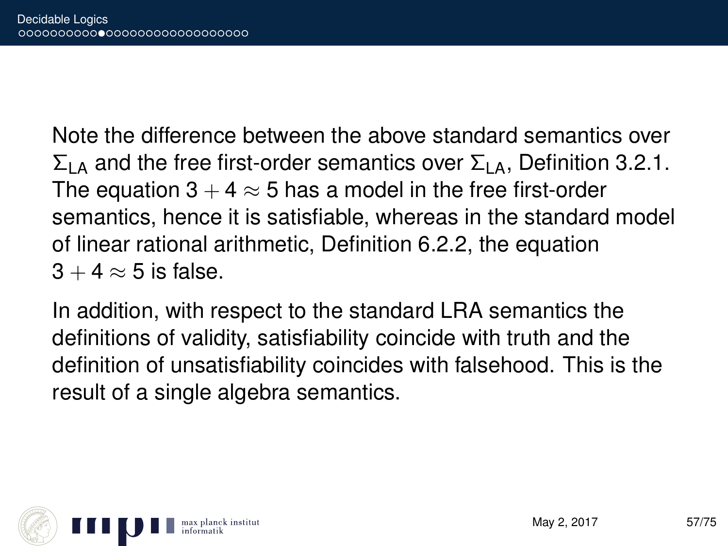Note the difference between the above standard semantics over $\Sigma_{\text{LA}}$ and the free first-order semantics over $\Sigma_{\text{LA}}$, Definition 3.2.1. The equation $3 + 4 \approx 5$ has a model in the free first-order semantics, hence it is satisfiable, whereas in the standard model of linear rational arithmetic, Definition 6.2.2, the equation $3 + 4 \approx 5$ is false.

In addition, with respect to the standard LRA semantics the definitions of validity, satisfiability coincide with truth and the definition of unsatisfiability coincides with falsehood. This is the result of a single algebra semantics.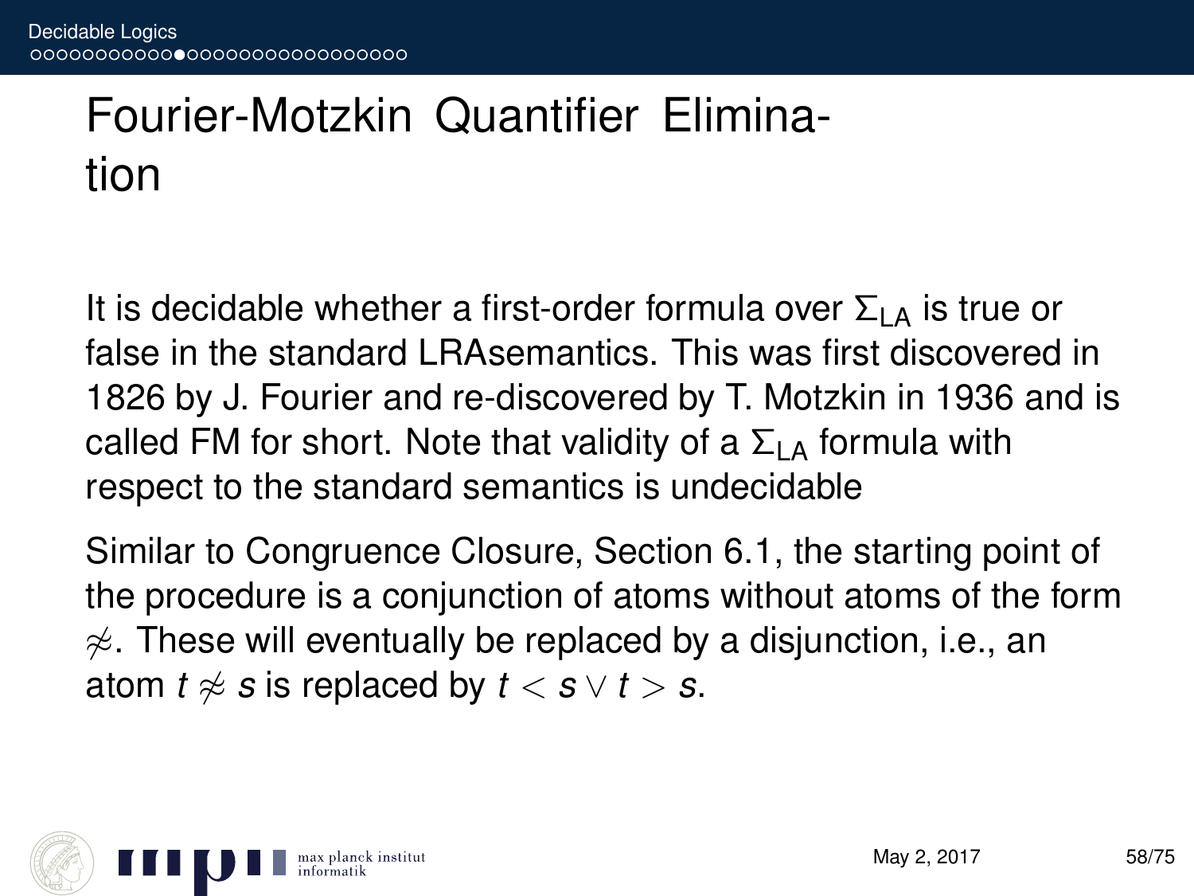# Fourier-Motzkin Quantifier Elimination

It is decidable whether a first-order formula over $\Sigma_{\mathrm{LA}}$ is true or false in the standard LRAsemantics. This was first discovered in 1826 by J. Fourier and re-discovered by T. Motzkin in 1936 and is called FM for short. Note that validity of a $\Sigma_{\mathrm{LA}}$ formula with respect to the standard semantics is undecidable

Similar to Congruence Closure, Section 6.1, the starting point of the procedure is a conjunction of atoms without atoms of the form $\not\approx$. These will eventually be replaced by a disjunction, i.e., an atom $t \not\approx s$ is replaced by $t < s \vee t > s$.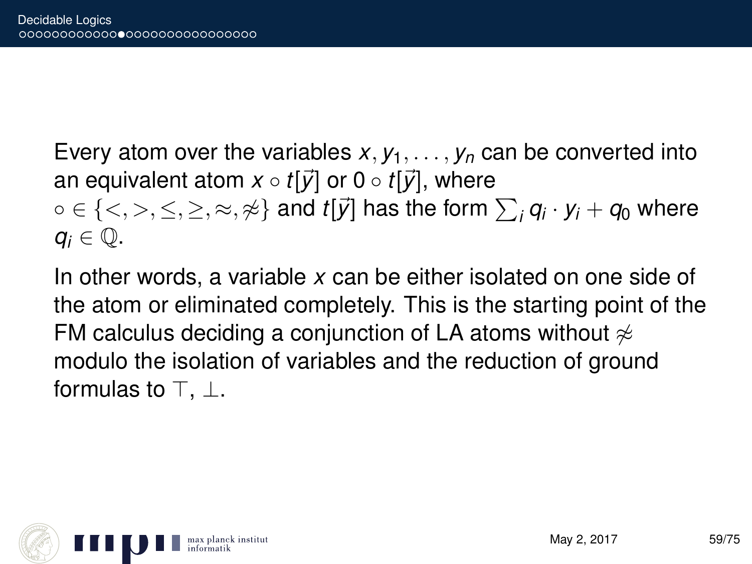Every atom over the variables $x, y_1, \ldots, y_n$ can be converted into an equivalent atom $x \circ t[\vec{y}]$ or $0 \circ t[\vec{y}]$, where $\circ \in \{<, >, \leq, \geq, \approx, \not\approx\}$ and $t[\vec{y}]$ has the form $\sum_i q_i \cdot y_i + q_0$ where $q_i \in \mathbb{Q}$.

In other words, a variable $x$ can be either isolated on one side of the atom or eliminated completely. This is the starting point of the FM calculus deciding a conjunction of LA atoms without $\not\approx$ modulo the isolation of variables and the reduction of ground formulas to $\top$, $\bot$.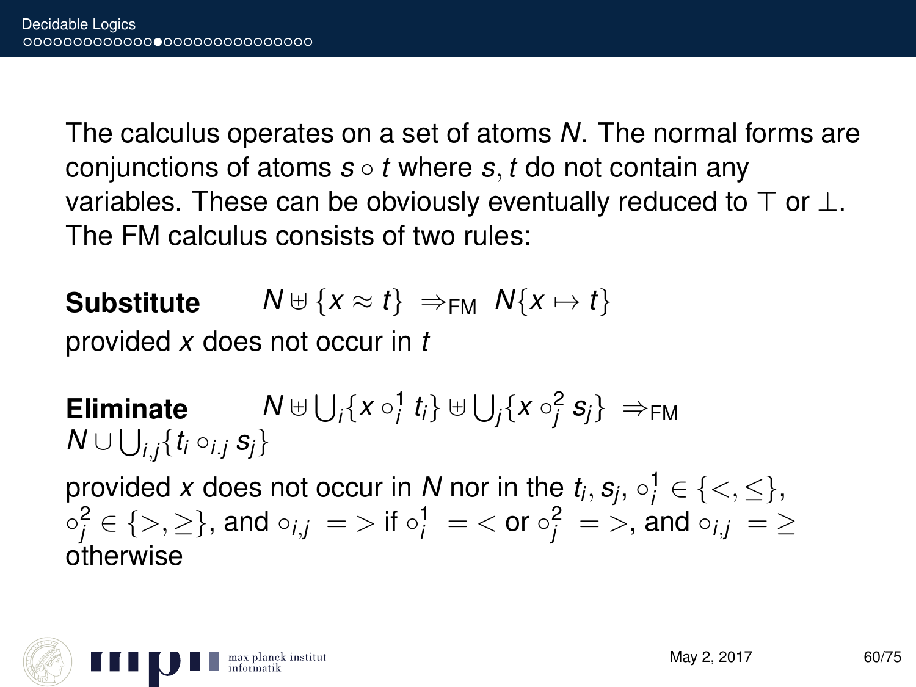The calculus operates on a set of atoms $N$. The normal forms are conjunctions of atoms $s \circ t$ where $s, t$ do not contain any variables. These can be obviously eventually reduced to $\top$ or $\bot$. The FM calculus consists of two rules:

**Substitute** $\quad N \uplus \{x \approx t\} \ \Rightarrow_{\text{FM}} \ N\{x \mapsto t\}$
provided $x$ does not occur in $t$

**Eliminate** $\quad N \uplus \bigcup_i \{x \circ_i^1 t_i\} \uplus \bigcup_j \{x \circ_j^2 s_j\} \ \Rightarrow_{\text{FM}}$
$N \cup \bigcup_{i,j} \{t_i \circ_{i.j} s_j\}$
provided $x$ does not occur in $N$ nor in the $t_i, s_j$, $\circ_i^1 \in \{<, \leq\}$, $\circ_j^2 \in \{>, \geq\}$, and $\circ_{i,j} \ = >$ if $\circ_i^1 \ = <$ or $\circ_j^2 \ = >$, and $\circ_{i,j} \ = \geq$ otherwise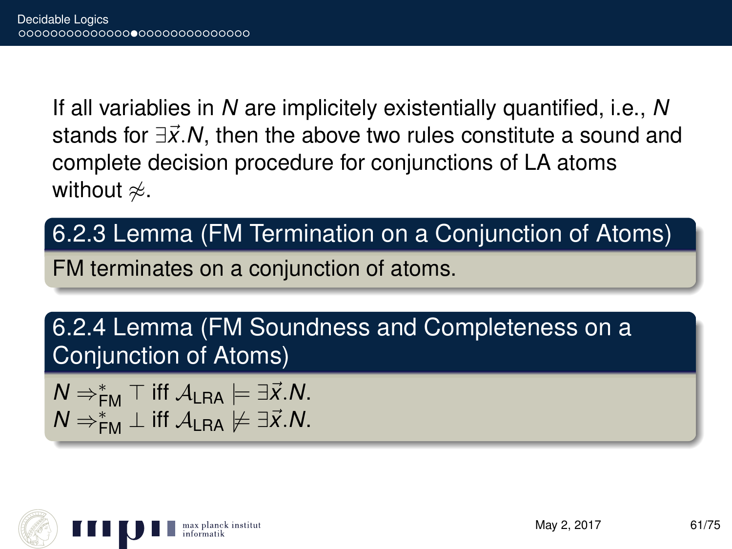If all variablies in $N$ are implicitely existentially quantified, i.e., $N$ stands for $\exists\vec{x}.N$, then the above two rules constitute a sound and complete decision procedure for conjunctions of LA atoms without $\not\approx$.

### 6.2.3 Lemma (FM Termination on a Conjunction of Atoms)

FM terminates on a conjunction of atoms.

### 6.2.4 Lemma (FM Soundness and Completeness on a Conjunction of Atoms)

$N \Rightarrow^*_{\text{FM}} \top$ iff $\mathcal{A}_{\text{LRA}} \models \exists\vec{x}.N$.
$N \Rightarrow^*_{\text{FM}} \bot$ iff $\mathcal{A}_{\text{LRA}} \not\models \exists\vec{x}.N$.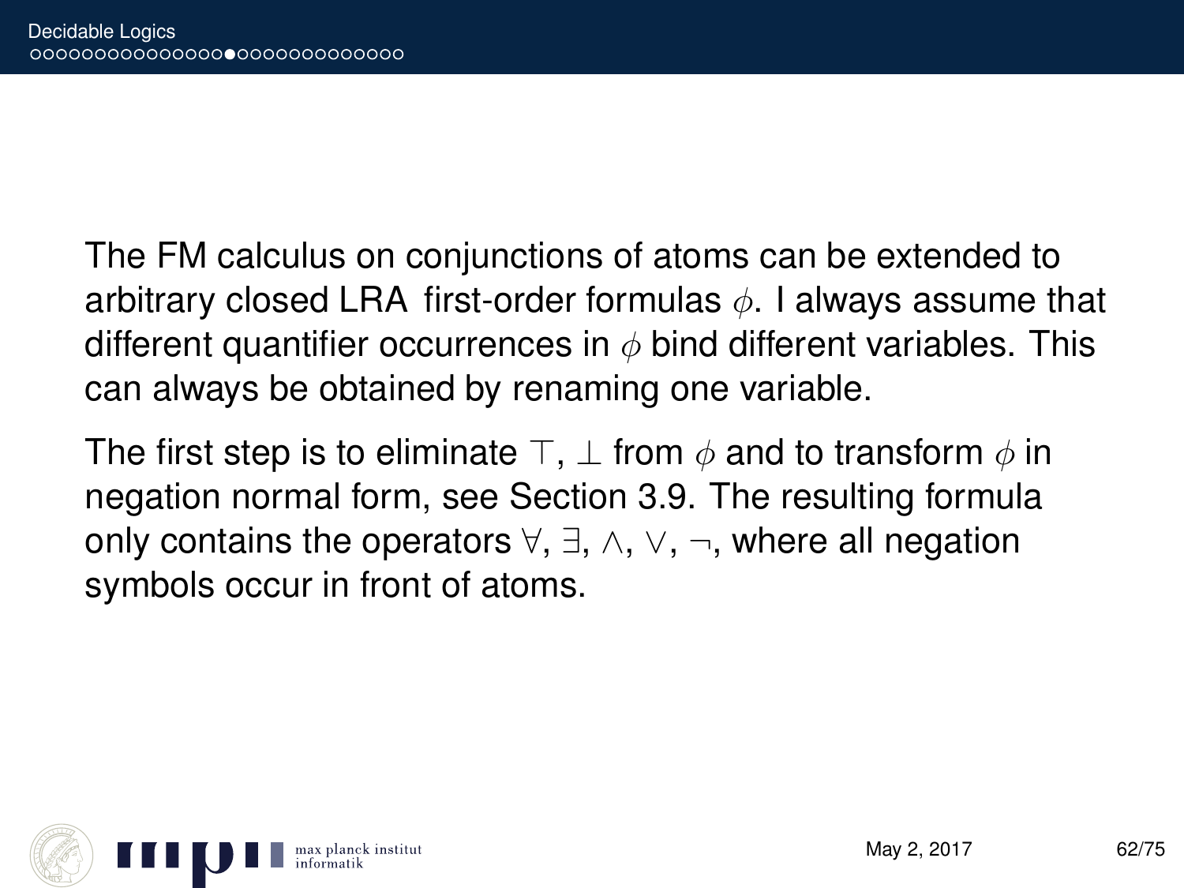The FM calculus on conjunctions of atoms can be extended to arbitrary closed LRA first-order formulas $\phi$. I always assume that different quantifier occurrences in $\phi$ bind different variables. This can always be obtained by renaming one variable.

The first step is to eliminate $\top$, $\bot$ from $\phi$ and to transform $\phi$ in negation normal form, see Section 3.9. The resulting formula only contains the operators $\forall$, $\exists$, $\wedge$, $\vee$, $\neg$, where all negation symbols occur in front of atoms.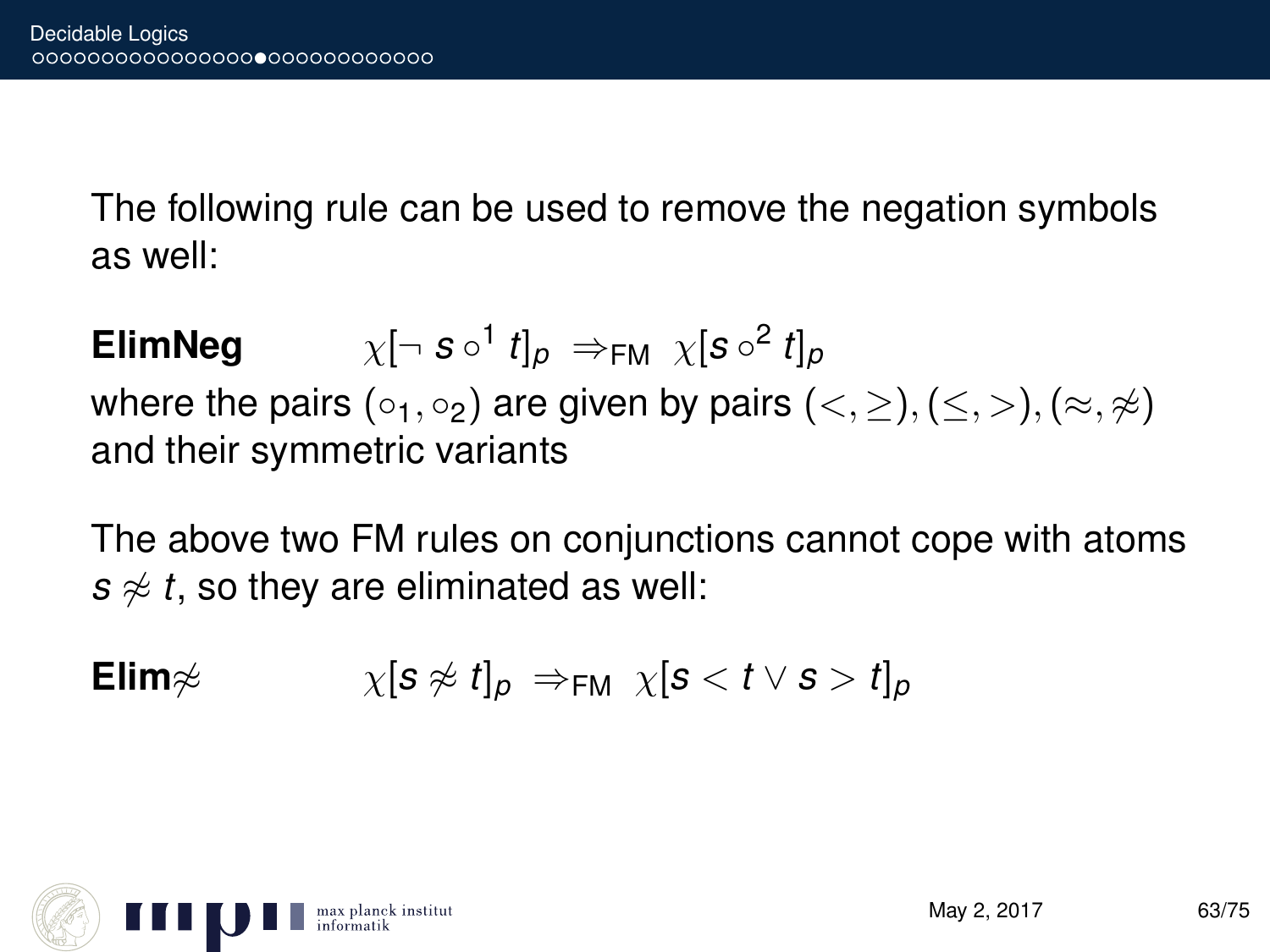The following rule can be used to remove the negation symbols as well:

**ElimNeg** $\quad \chi[\neg\, s \circ^1 t]_p \;\Rightarrow_{\text{FM}}\; \chi[s \circ^2 t]_p$

where the pairs $(\circ_1, \circ_2)$ are given by pairs $(<, \geq), (\leq, >), (\approx, \not\approx)$ and their symmetric variants

The above two FM rules on conjunctions cannot cope with atoms $s \not\approx t$, so they are eliminated as well:

**Elim**$\not\approx$ $\quad \chi[s \not\approx t]_p \;\Rightarrow_{\text{FM}}\; \chi[s < t \lor s > t]_p$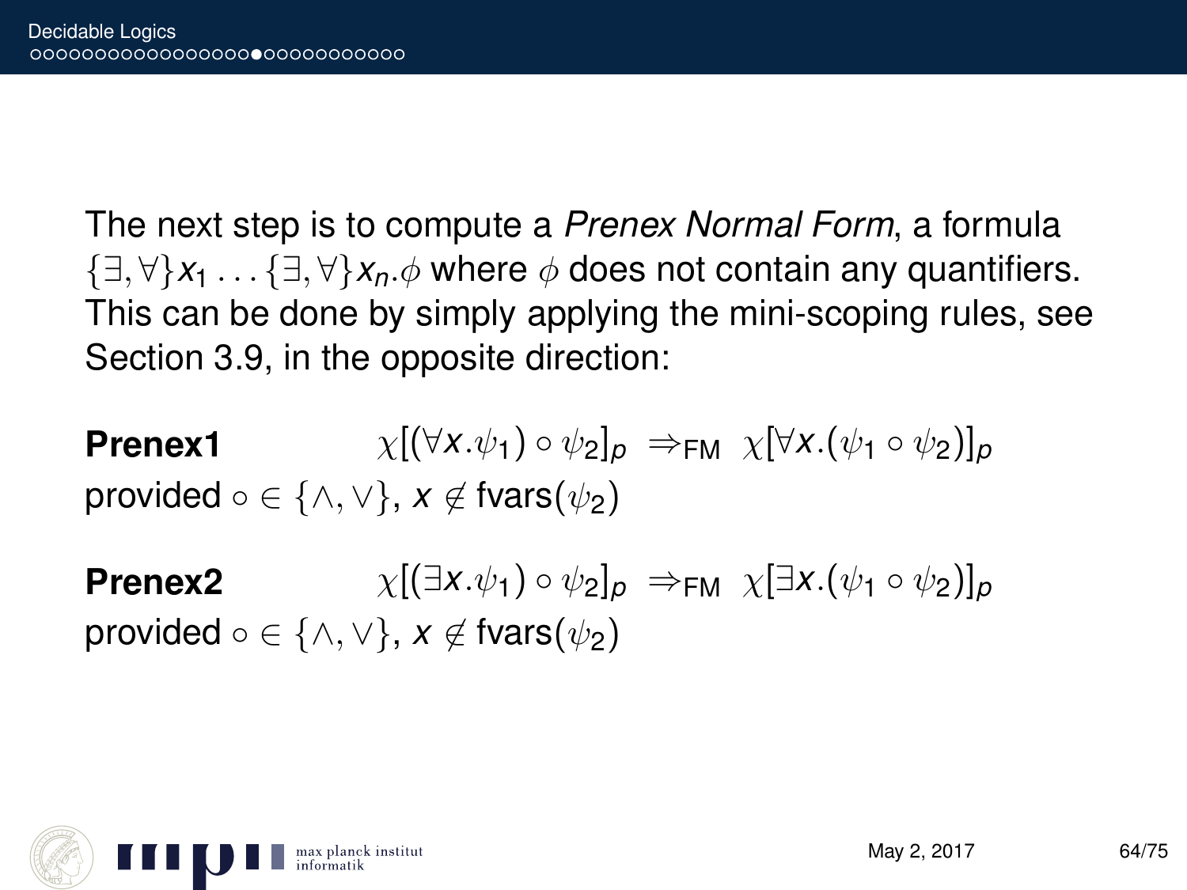The next step is to compute a *Prenex Normal Form*, a formula $\{\exists, \forall\}x_1 \ldots \{\exists, \forall\}x_n.\phi$ where $\phi$ does not contain any quantifiers. This can be done by simply applying the mini-scoping rules, see Section 3.9, in the opposite direction:

**Prenex1** $\quad \chi[(\forall x.\psi_1) \circ \psi_2]_p \;\Rightarrow_{\text{FM}}\; \chi[\forall x.(\psi_1 \circ \psi_2)]_p$

provided $\circ \in \{\wedge, \vee\}$, $x \notin \text{fvars}(\psi_2)$

**Prenex2** $\quad \chi[(\exists x.\psi_1) \circ \psi_2]_p \;\Rightarrow_{\text{FM}}\; \chi[\exists x.(\psi_1 \circ \psi_2)]_p$

provided $\circ \in \{\wedge, \vee\}$, $x \notin \text{fvars}(\psi_2)$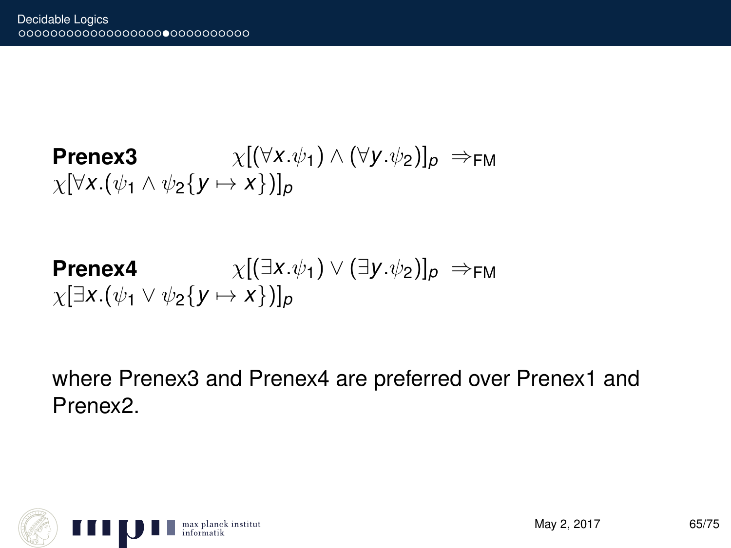**Prenex3** $\chi[(\forall x.\psi_1) \wedge (\forall y.\psi_2)]_p \Rightarrow_{\text{FM}}$
$\chi[\forall x.(\psi_1 \wedge \psi_2\{y \mapsto x\})]_p$

**Prenex4** $\chi[(\exists x.\psi_1) \vee (\exists y.\psi_2)]_p \Rightarrow_{\text{FM}}$
$\chi[\exists x.(\psi_1 \vee \psi_2\{y \mapsto x\})]_p$

where Prenex3 and Prenex4 are preferred over Prenex1 and Prenex2.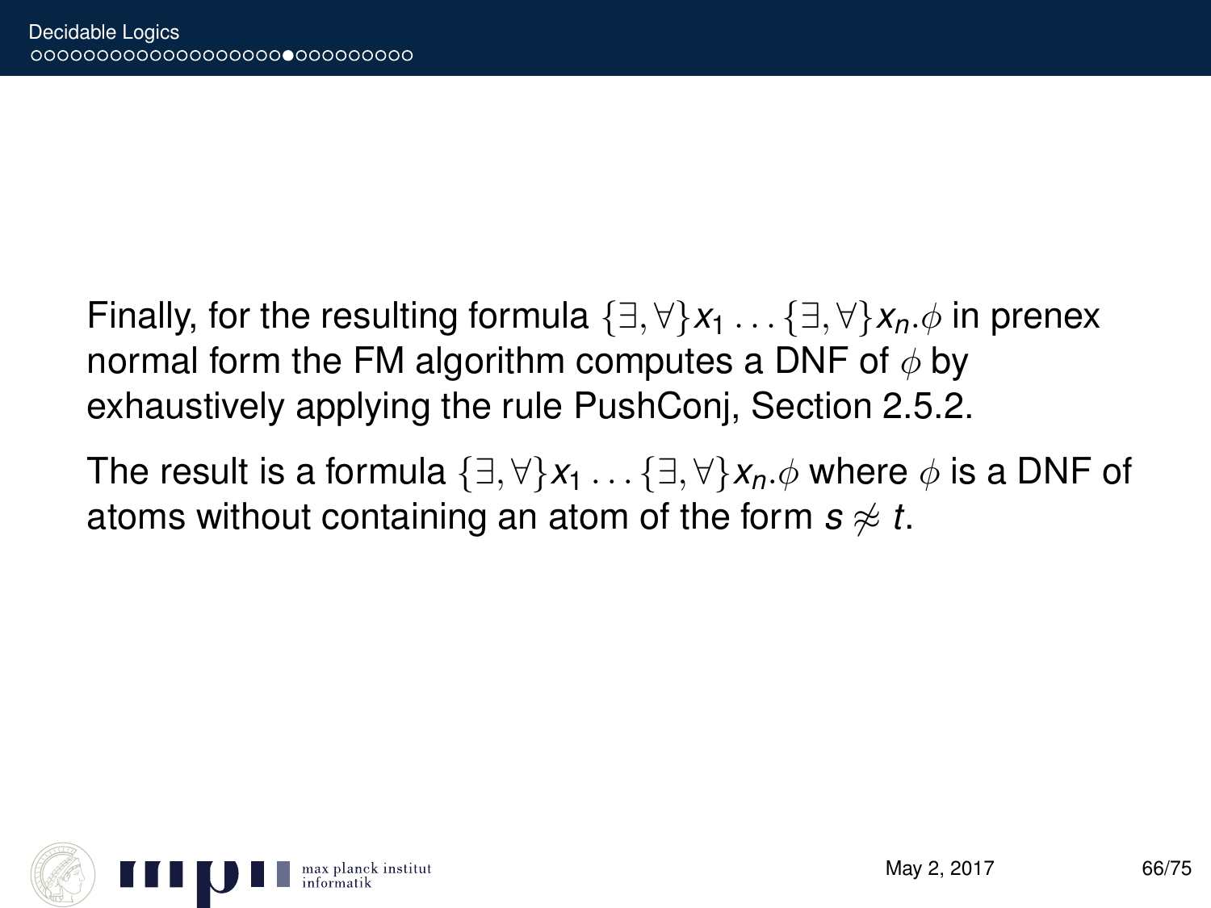Finally, for the resulting formula $\{\exists, \forall\}x_1 \ldots \{\exists, \forall\}x_n.\phi$ in prenex normal form the FM algorithm computes a DNF of $\phi$ by exhaustively applying the rule PushConj, Section 2.5.2.

The result is a formula $\{\exists, \forall\}x_1 \ldots \{\exists, \forall\}x_n.\phi$ where $\phi$ is a DNF of atoms without containing an atom of the form $s \not\approx t$.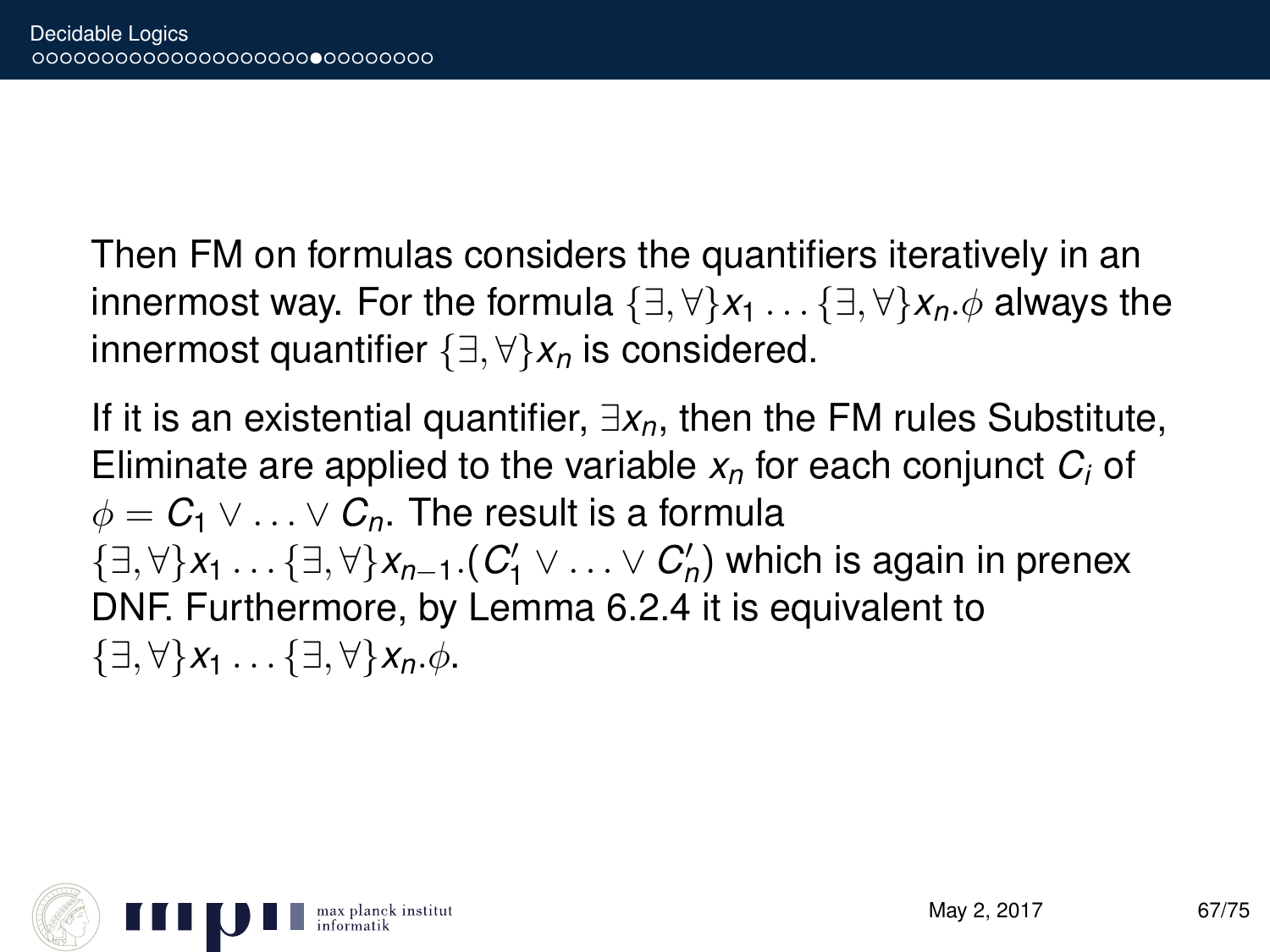Then FM on formulas considers the quantifiers iteratively in an innermost way. For the formula $\{\exists, \forall\}x_1 \ldots \{\exists, \forall\}x_n.\phi$ always the innermost quantifier $\{\exists, \forall\}x_n$ is considered.

If it is an existential quantifier, $\exists x_n$, then the FM rules Substitute, Eliminate are applied to the variable $x_n$ for each conjunct $C_i$ of $\phi = C_1 \vee \ldots \vee C_n$. The result is a formula $\{\exists, \forall\}x_1 \ldots \{\exists, \forall\}x_{n-1}.(C'_1 \vee \ldots \vee C'_n)$ which is again in prenex DNF. Furthermore, by Lemma 6.2.4 it is equivalent to $\{\exists, \forall\}x_1 \ldots \{\exists, \forall\}x_n.\phi$.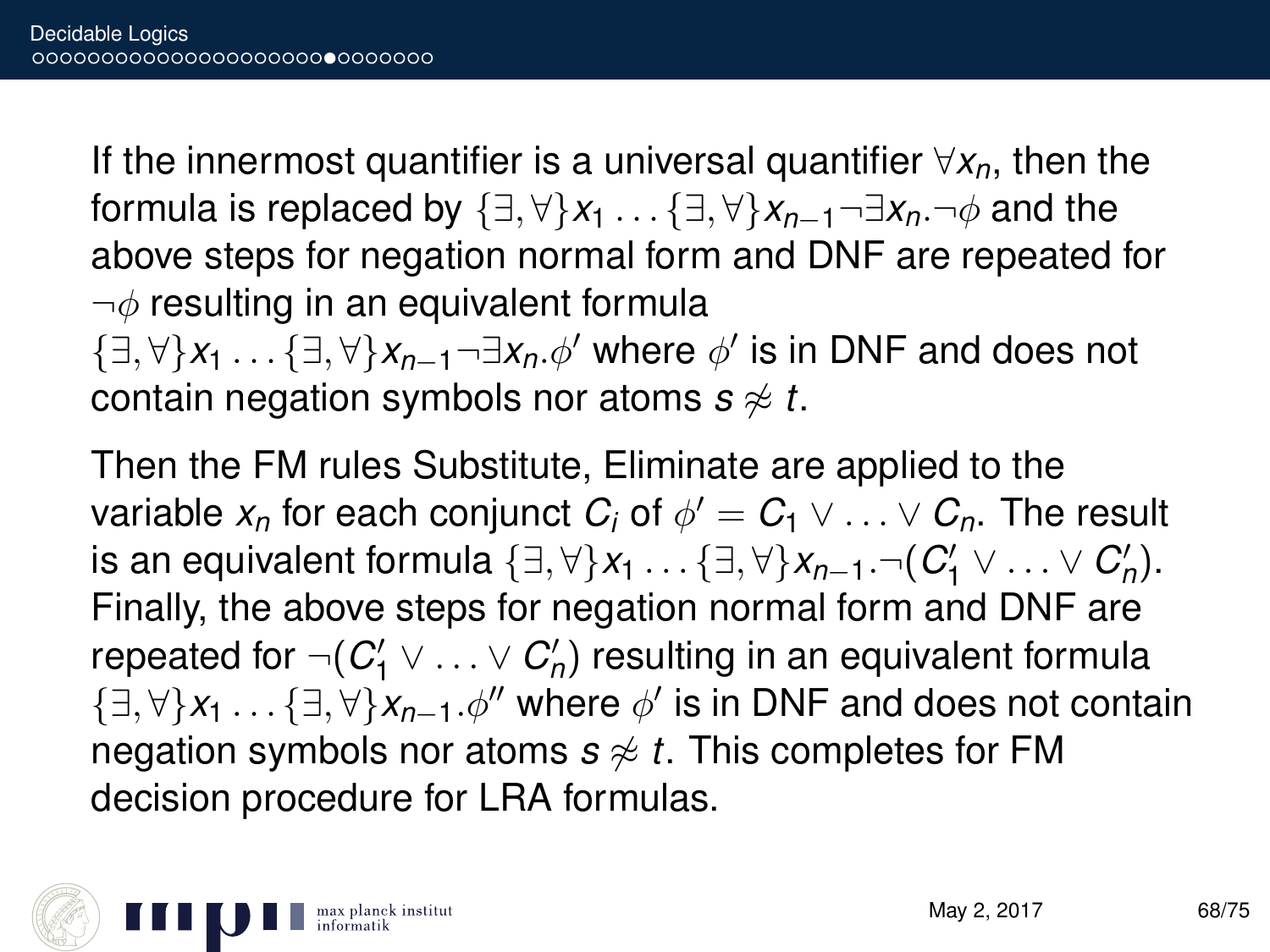If the innermost quantifier is a universal quantifier $\forall x_n$, then the formula is replaced by $\{\exists, \forall\} x_1 \ldots \{\exists, \forall\} x_{n-1} \neg\exists x_n . \neg\phi$ and the above steps for negation normal form and DNF are repeated for $\neg\phi$ resulting in an equivalent formula $\{\exists, \forall\} x_1 \ldots \{\exists, \forall\} x_{n-1} \neg\exists x_n . \phi'$ where $\phi'$ is in DNF and does not contain negation symbols nor atoms $s \not\approx t$.

Then the FM rules Substitute, Eliminate are applied to the variable $x_n$ for each conjunct $C_i$ of $\phi' = C_1 \vee \ldots \vee C_n$. The result is an equivalent formula $\{\exists, \forall\} x_1 \ldots \{\exists, \forall\} x_{n-1} . \neg(C_1' \vee \ldots \vee C_n')$. Finally, the above steps for negation normal form and DNF are repeated for $\neg(C_1' \vee \ldots \vee C_n')$ resulting in an equivalent formula $\{\exists, \forall\} x_1 \ldots \{\exists, \forall\} x_{n-1} . \phi''$ where $\phi'$ is in DNF and does not contain negation symbols nor atoms $s \not\approx t$. This completes for FM decision procedure for LRA formulas.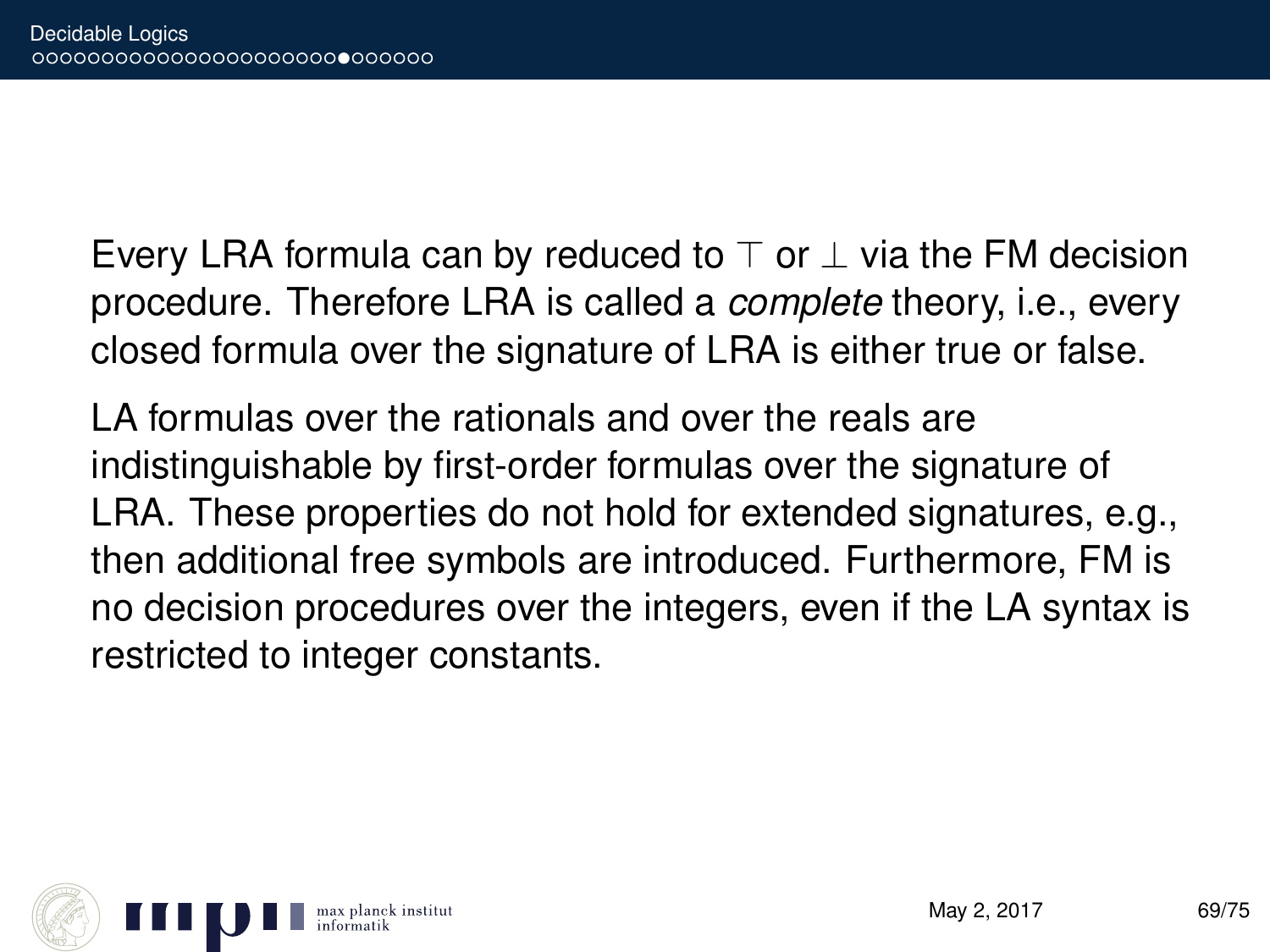Every LRA formula can by reduced to $\top$ or $\bot$ via the FM decision procedure. Therefore LRA is called a *complete* theory, i.e., every closed formula over the signature of LRA is either true or false.

LA formulas over the rationals and over the reals are indistinguishable by first-order formulas over the signature of LRA. These properties do not hold for extended signatures, e.g., then additional free symbols are introduced. Furthermore, FM is no decision procedures over the integers, even if the LA syntax is restricted to integer constants.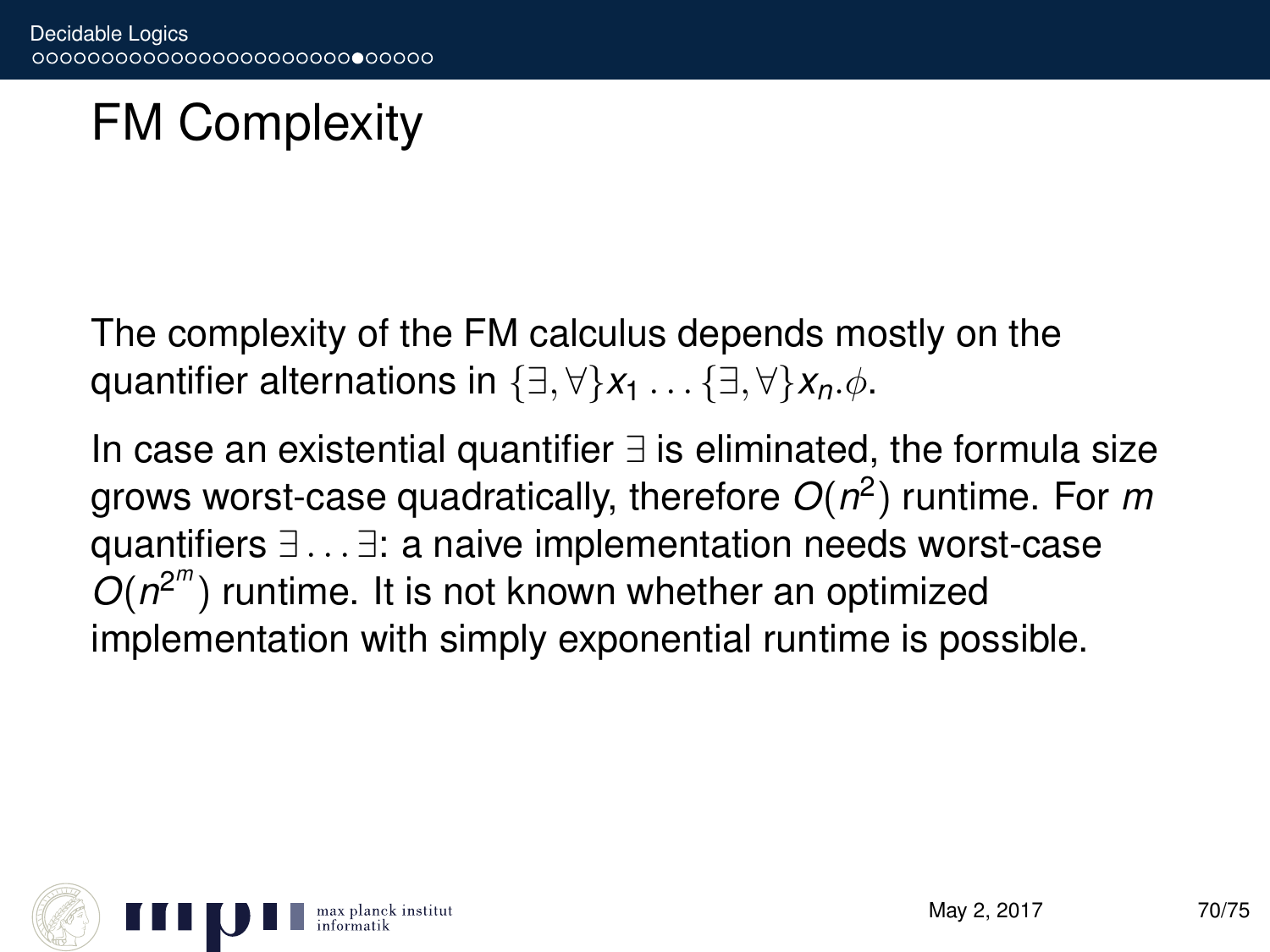# FM Complexity

The complexity of the FM calculus depends mostly on the quantifier alternations in $\{\exists, \forall\}x_1 \ldots \{\exists, \forall\}x_n.\phi$.

In case an existential quantifier $\exists$ is eliminated, the formula size grows worst-case quadratically, therefore $O(n^2)$ runtime. For $m$ quantifiers $\exists \ldots \exists$: a naive implementation needs worst-case $O(n^{2^m})$ runtime. It is not known whether an optimized implementation with simply exponential runtime is possible.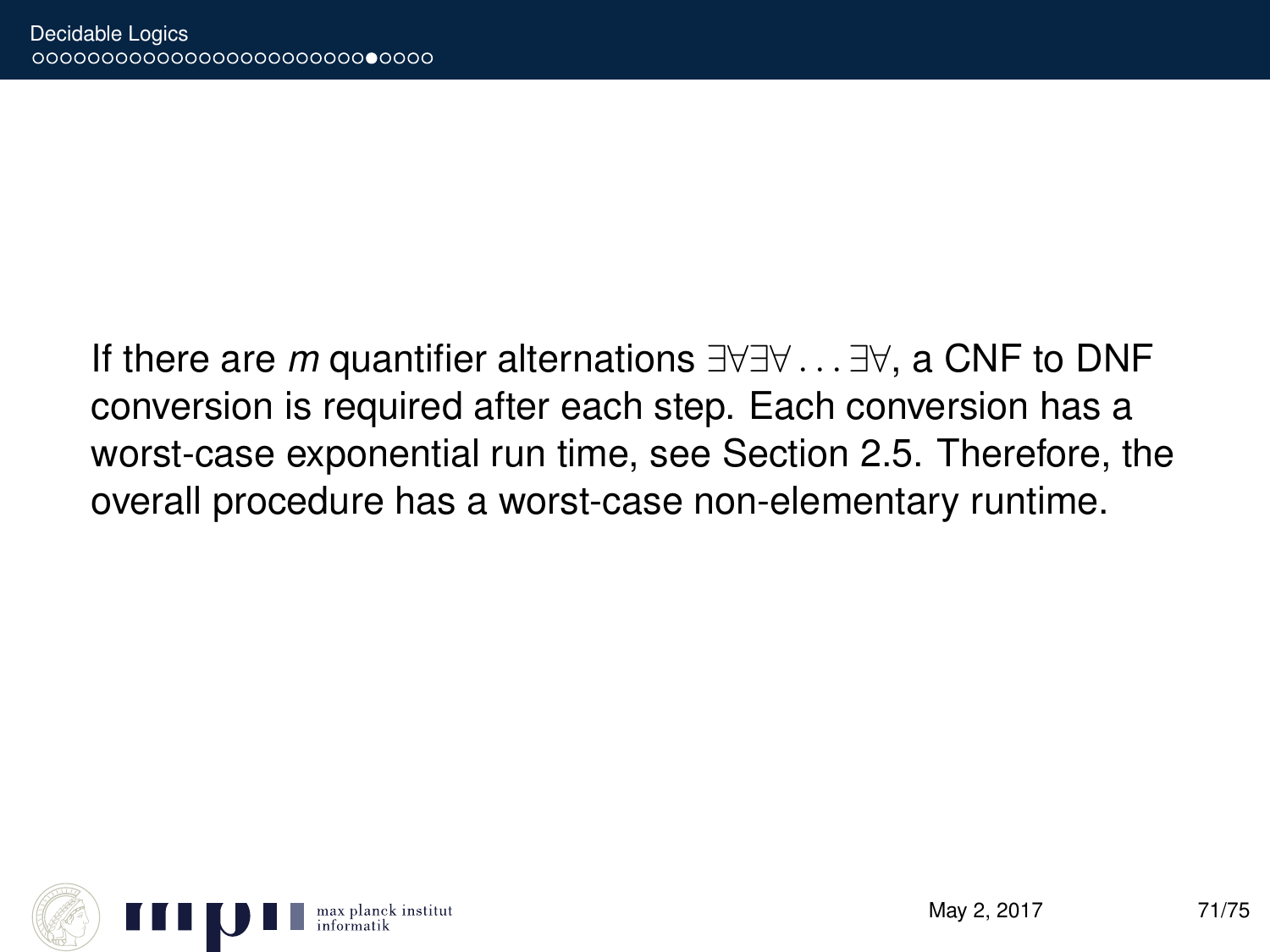If there are $m$ quantifier alternations $\exists\forall\exists\forall\ldots\exists\forall$, a CNF to DNF conversion is required after each step. Each conversion has a worst-case exponential run time, see Section 2.5. Therefore, the overall procedure has a worst-case non-elementary runtime.